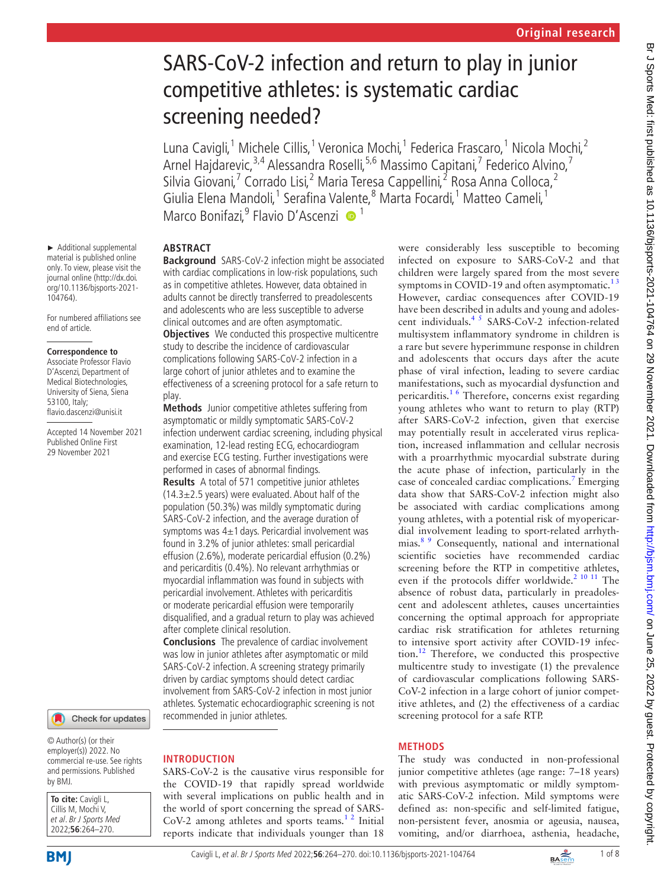# SARS-CoV-2 infection and return to play in junior competitive athletes: is systematic cardiac screening needed?

Luna Cavigli,[1] Michele Cillis,[1] Veronica Mochi,[1] Federica Frascaro,[1] Nicola Mochi,[2] Arnel Hajdarevic,[3,4] Alessandra Roselli,[5,6] Massimo Capitani,[7] Federico Alvino,[7] Silvia Giovani,[7] Corrado Lisi,[2] Maria Teresa Cappellini,[2] Rosa Anna Colloca,[2] Giulia Elena Mandoli,[1] Serafina Valente,[8] Marta Focardi,[1] Matteo Cameli,[1] Marco Bonifazi,[9] Flavio D'Ascenzi [1]

► Additional supplemental material is published online only. To view, please visit the journal online (http://dx.doi.org/10.1136/bjsports-2021-104764).

For numbered affiliations see end of article.

**Correspondence to**
Associate Professor Flavio D'Ascenzi, Department of Medical Biotechnologies, University of Siena, Siena 53100, Italy; flavio.dascenzi@unisi.it

Accepted 14 November 2021
Published Online First 29 November 2021

© Author(s) (or their employer(s)) 2022. No commercial re-use. See rights and permissions. Published by BMJ.

**To cite:** Cavigli L, Cillis M, Mochi V, *et al*. *Br J Sports Med* 2022;**56**:264–270.

## ABSTRACT

**Background** SARS-CoV-2 infection might be associated with cardiac complications in low-risk populations, such as in competitive athletes. However, data obtained in adults cannot be directly transferred to preadolescents and adolescents who are less susceptible to adverse clinical outcomes and are often asymptomatic.

**Objectives** We conducted this prospective multicentre study to describe the incidence of cardiovascular complications following SARS-CoV-2 infection in a large cohort of junior athletes and to examine the effectiveness of a screening protocol for a safe return to play.

**Methods** Junior competitive athletes suffering from asymptomatic or mildly symptomatic SARS-CoV-2 infection underwent cardiac screening, including physical examination, 12-lead resting ECG, echocardiogram and exercise ECG testing. Further investigations were performed in cases of abnormal findings.

**Results** A total of 571 competitive junior athletes (14.3±2.5 years) were evaluated. About half of the population (50.3%) was mildly symptomatic during SARS-CoV-2 infection, and the average duration of symptoms was 4±1 days. Pericardial involvement was found in 3.2% of junior athletes: small pericardial effusion (2.6%), moderate pericardial effusion (0.2%) and pericarditis (0.4%). No relevant arrhythmias or myocardial inflammation was found in subjects with pericardial involvement. Athletes with pericarditis or moderate pericardial effusion were temporarily disqualified, and a gradual return to play was achieved after complete clinical resolution.

**Conclusions** The prevalence of cardiac involvement was low in junior athletes after asymptomatic or mild SARS-CoV-2 infection. A screening strategy primarily driven by cardiac symptoms should detect cardiac involvement from SARS-CoV-2 infection in most junior athletes. Systematic echocardiographic screening is not recommended in junior athletes.

## INTRODUCTION

SARS-CoV-2 is the causative virus responsible for the COVID-19 that rapidly spread worldwide with several implications on public health and in the world of sport concerning the spread of SARS-CoV-2 among athletes and sports teams.[1,2] Initial reports indicate that individuals younger than 18 were considerably less susceptible to becoming infected on exposure to SARS-CoV-2 and that children were largely spared from the most severe symptoms in COVID-19 and often asymptomatic.[1,3] However, cardiac consequences after COVID-19 have been described in adults and young and adolescent individuals.[4,5] SARS-CoV-2 infection-related multisystem inflammatory syndrome in children is a rare but severe hyperimmune response in children and adolescents that occurs days after the acute phase of viral infection, leading to severe cardiac manifestations, such as myocardial dysfunction and pericarditis.[1,6] Therefore, concerns exist regarding young athletes who want to return to play (RTP) after SARS-CoV-2 infection, given that exercise may potentially result in accelerated virus replication, increased inflammation and cellular necrosis with a proarrhythmic myocardial substrate during the acute phase of infection, particularly in the case of concealed cardiac complications.[7] Emerging data show that SARS-CoV-2 infection might also be associated with cardiac complications among young athletes, with a potential risk of myopericardial involvement leading to sport-related arrhythmias.[8,9] Consequently, national and international scientific societies have recommended cardiac screening before the RTP in competitive athletes, even if the protocols differ worldwide.[2,10,11] The absence of robust data, particularly in preadolescent and adolescent athletes, causes uncertainties concerning the optimal approach for appropriate cardiac risk stratification for athletes returning to intensive sport activity after COVID-19 infection.[12] Therefore, we conducted this prospective multicentre study to investigate (1) the prevalence of cardiovascular complications following SARS-CoV-2 infection in a large cohort of junior competitive athletes, and (2) the effectiveness of a cardiac screening protocol for a safe RTP.

## METHODS

The study was conducted in non-professional junior competitive athletes (age range: 7–18 years) with previous asymptomatic or mildly symptomatic SARS-CoV-2 infection. Mild symptoms were defined as: non-specific and self-limited fatigue, non-persistent fever, anosmia or ageusia, nausea, vomiting, and/or diarrhoea, asthenia, headache,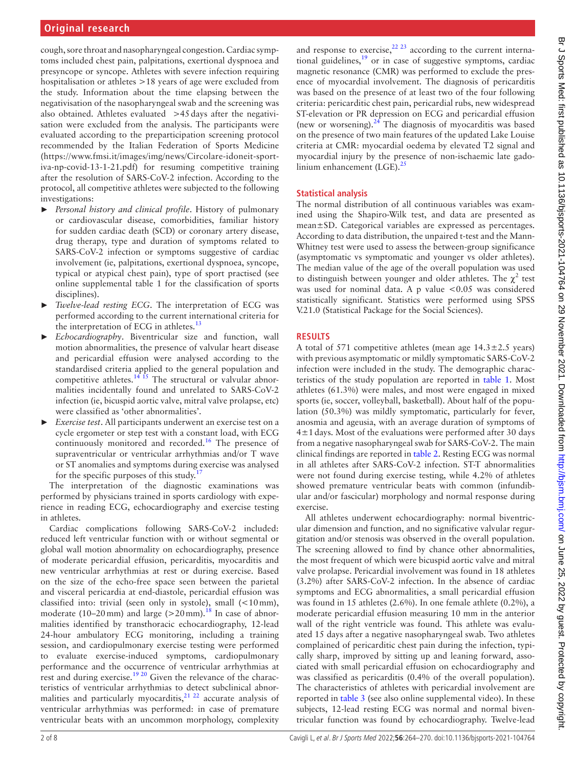cough, sore throat and nasopharyngeal congestion. Cardiac symptoms included chest pain, palpitations, exertional dyspnoea and presyncope or syncope. Athletes with severe infection requiring hospitalisation or athletes >18 years of age were excluded from the study. Information about the time elapsing between the negativisation of the nasopharyngeal swab and the screening was also obtained. Athletes evaluated >45 days after the negativisation were excluded from the analysis. The participants were evaluated according to the preparticipation screening protocol recommended by the Italian Federation of Sports Medicine (https://www.fmsi.it/images/img/news/Circolare-idoneit-sportiva-np-covid-13-1-21.pdf) for resuming competitive training after the resolution of SARS-CoV-2 infection. According to the protocol, all competitive athletes were subjected to the following investigations:

- *Personal history and clinical profile*. History of pulmonary or cardiovascular disease, comorbidities, familiar history for sudden cardiac death (SCD) or coronary artery disease, drug therapy, type and duration of symptoms related to SARS-CoV-2 infection or symptoms suggestive of cardiac involvement (ie, palpitations, exertional dyspnoea, syncope, typical or atypical chest pain), type of sport practised (see online supplemental table 1 for the classification of sports disciplines).
- *Twelve-lead resting ECG*. The interpretation of ECG was performed according to the current international criteria for the interpretation of ECG in athletes.[13]
- *Echocardiography*. Biventricular size and function, wall motion abnormalities, the presence of valvular heart disease and pericardial effusion were analysed according to the standardised criteria applied to the general population and competitive athletes.[14,15] The structural or valvular abnormalities incidentally found and unrelated to SARS-CoV-2 infection (ie, bicuspid aortic valve, mitral valve prolapse, etc) were classified as 'other abnormalities'.
- *Exercise test*. All participants underwent an exercise test on a cycle ergometer or step test with a constant load, with ECG continuously monitored and recorded.[16] The presence of supraventricular or ventricular arrhythmias and/or T wave or ST anomalies and symptoms during exercise was analysed for the specific purposes of this study.[17]

The interpretation of the diagnostic examinations was performed by physicians trained in sports cardiology with experience in reading ECG, echocardiography and exercise testing in athletes.

Cardiac complications following SARS-CoV-2 included: reduced left ventricular function with or without segmental or global wall motion abnormality on echocardiography, presence of moderate pericardial effusion, pericarditis, myocarditis and new ventricular arrhythmias at rest or during exercise. Based on the size of the echo-free space seen between the parietal and visceral pericardia at end-diastole, pericardial effusion was classified into: trivial (seen only in systole), small (<10 mm), moderate (10–20 mm) and large (>20 mm).[18] In case of abnormalities identified by transthoracic echocardiography, 12-lead 24-hour ambulatory ECG monitoring, including a training session, and cardiopulmonary exercise testing were performed to evaluate exercise-induced symptoms, cardiopulmonary performance and the occurrence of ventricular arrhythmias at rest and during exercise.[19,20] Given the relevance of the characteristics of ventricular arrhythmias to detect subclinical abnormalities and particularly myocarditis,[21,22] accurate analysis of ventricular arrhythmias was performed: in case of premature ventricular beats with an uncommon morphology, complexity and response to exercise,[22,23] according to the current international guidelines,[19] or in case of suggestive symptoms, cardiac magnetic resonance (CMR) was performed to exclude the presence of myocardial involvement. The diagnosis of pericarditis was based on the presence of at least two of the four following criteria: pericarditic chest pain, pericardial rubs, new widespread ST-elevation or PR depression on ECG and pericardial effusion (new or worsening).[24] The diagnosis of myocarditis was based on the presence of two main features of the updated Lake Louise criteria at CMR: myocardial oedema by elevated T2 signal and myocardial injury by the presence of non-ischaemic late gadolinium enhancement (LGE).[25]

## Statistical analysis

The normal distribution of all continuous variables was examined using the Shapiro-Wilk test, and data are presented as mean±SD. Categorical variables are expressed as percentages. According to data distribution, the unpaired t-test and the Mann-Whitney test were used to assess the between-group significance (asymptomatic vs symptomatic and younger vs older athletes). The median value of the age of the overall population was used to distinguish between younger and older athletes. The $\chi^2$ test was used for nominal data. A p value <0.05 was considered statistically significant. Statistics were performed using SPSS V.21.0 (Statistical Package for the Social Sciences).

## RESULTS

A total of 571 competitive athletes (mean age 14.3±2.5 years) with previous asymptomatic or mildly symptomatic SARS-CoV-2 infection were included in the study. The demographic characteristics of the study population are reported in table 1. Most athletes (61.3%) were males, and most were engaged in mixed sports (ie, soccer, volleyball, basketball). About half of the population (50.3%) was mildly symptomatic, particularly for fever, anosmia and ageusia, with an average duration of symptoms of 4±1 days. Most of the evaluations were performed after 30 days from a negative nasopharyngeal swab for SARS-CoV-2. The main clinical findings are reported in table 2. Resting ECG was normal in all athletes after SARS-CoV-2 infection. ST-T abnormalities were not found during exercise testing, while 4.2% of athletes showed premature ventricular beats with common (infundibular and/or fascicular) morphology and normal response during exercise.

All athletes underwent echocardiography: normal biventricular dimension and function, and no significant valvular regurgitation and/or stenosis was observed in the overall population. The screening allowed to find by chance other abnormalities, the most frequent of which were bicuspid aortic valve and mitral valve prolapse. Pericardial involvement was found in 18 athletes (3.2%) after SARS-CoV-2 infection. In the absence of cardiac symptoms and ECG abnormalities, a small pericardial effusion was found in 15 athletes (2.6%). In one female athlete (0.2%), a moderate pericardial effusion measuring 10 mm in the anterior wall of the right ventricle was found. This athlete was evaluated 15 days after a negative nasopharyngeal swab. Two athletes complained of pericarditic chest pain during the infection, typically sharp, improved by sitting up and leaning forward, associated with small pericardial effusion on echocardiography and was classified as pericarditis (0.4% of the overall population). The characteristics of athletes with pericardial involvement are reported in table 3 (see also online supplemental video). In these subjects, 12-lead resting ECG was normal and normal biventricular function was found by echocardiography. Twelve-lead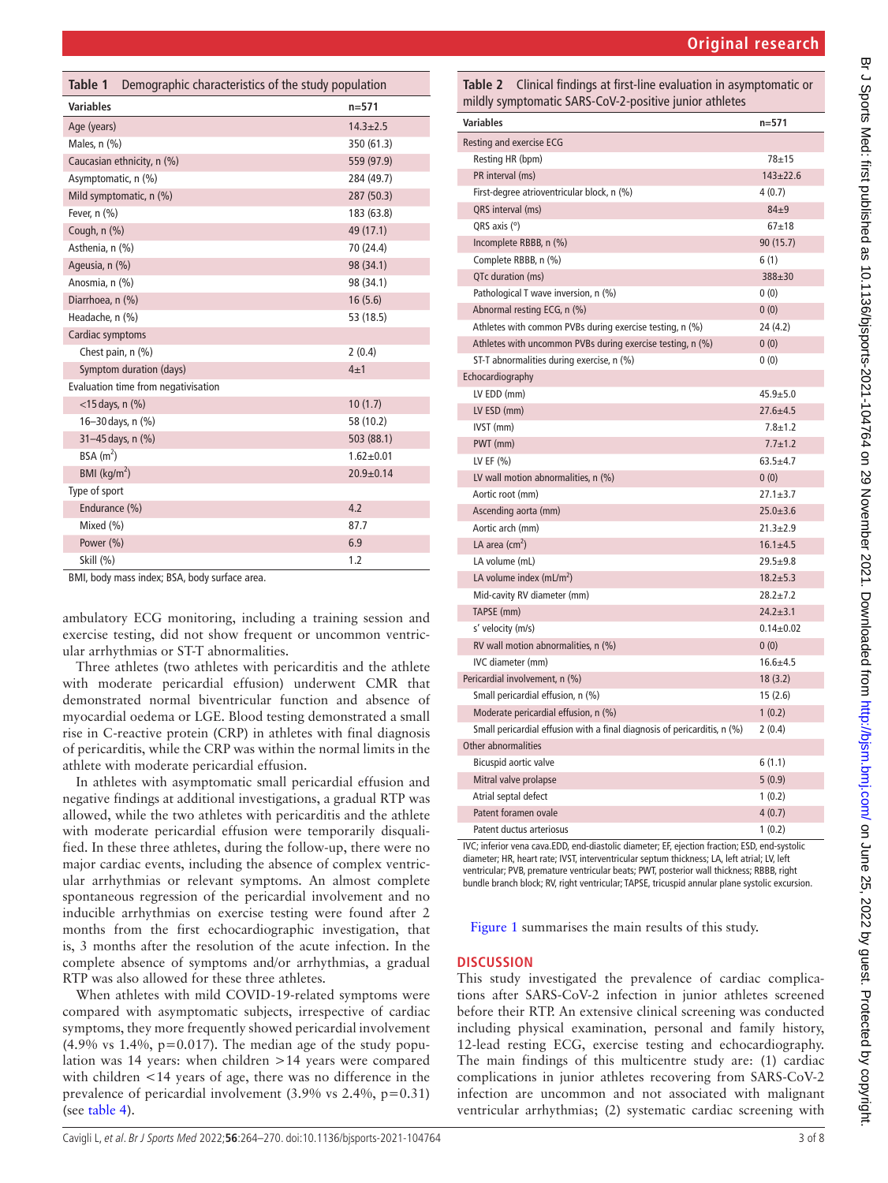**Table 1** Demographic characteristics of the study population

| Variables | n=571 |
|---|---|
| Age (years) | 14.3±2.5 |
| Males, n (%) | 350 (61.3) |
| Caucasian ethnicity, n (%) | 559 (97.9) |
| Asymptomatic, n (%) | 284 (49.7) |
| Mild symptomatic, n (%) | 287 (50.3) |
| Fever, n (%) | 183 (63.8) |
| Cough, n (%) | 49 (17.1) |
| Asthenia, n (%) | 70 (24.4) |
| Ageusia, n (%) | 98 (34.1) |
| Anosmia, n (%) | 98 (34.1) |
| Diarrhoea, n (%) | 16 (5.6) |
| Headache, n (%) | 53 (18.5) |
| Cardiac symptoms | |
| Chest pain, n (%) | 2 (0.4) |
| Symptom duration (days) | 4±1 |
| Evaluation time from negativisation | |
| <15 days, n (%) | 10 (1.7) |
| 16–30 days, n (%) | 58 (10.2) |
| 31–45 days, n (%) | 503 (88.1) |
| BSA ($m^2$) | 1.62±0.01 |
| BMI ($kg/m^2$) | 20.9±0.14 |
| Type of sport | |
| Endurance (%) | 4.2 |
| Mixed (%) | 87.7 |
| Power (%) | 6.9 |
| Skill (%) | 1.2 |

BMI, body mass index; BSA, body surface area.

ambulatory ECG monitoring, including a training session and exercise testing, did not show frequent or uncommon ventricular arrhythmias or ST-T abnormalities.

Three athletes (two athletes with pericarditis and the athlete with moderate pericardial effusion) underwent CMR that demonstrated normal biventricular function and absence of myocardial oedema or LGE. Blood testing demonstrated a small rise in C-reactive protein (CRP) in athletes with final diagnosis of pericarditis, while the CRP was within the normal limits in the athlete with moderate pericardial effusion.

In athletes with asymptomatic small pericardial effusion and negative findings at additional investigations, a gradual RTP was allowed, while the two athletes with pericarditis and the athlete with moderate pericardial effusion were temporarily disqualified. In these three athletes, during the follow-up, there were no major cardiac events, including the absence of complex ventricular arrhythmias or relevant symptoms. An almost complete spontaneous regression of the pericardial involvement and no inducible arrhythmias on exercise testing were found after 2 months from the first echocardiographic investigation, that is, 3 months after the resolution of the acute infection. In the complete absence of symptoms and/or arrhythmias, a gradual RTP was also allowed for these three athletes.

When athletes with mild COVID-19-related symptoms were compared with asymptomatic subjects, irrespective of cardiac symptoms, they more frequently showed pericardial involvement (4.9% vs 1.4%, $p=0.017$). The median age of the study population was 14 years: when children >14 years were compared with children <14 years of age, there was no difference in the prevalence of pericardial involvement (3.9% vs 2.4%, $p=0.31$) (see table 4).

**Table 2** Clinical findings at first-line evaluation in asymptomatic or mildly symptomatic SARS-CoV-2-positive junior athletes

| Variables | n=571 |
|---|---|
| Resting and exercise ECG | |
| Resting HR (bpm) | 78±15 |
| PR interval (ms) | 143±22.6 |
| First-degree atrioventricular block, n (%) | 4 (0.7) |
| QRS interval (ms) | 84±9 |
| QRS axis (°) | 67±18 |
| Incomplete RBBB, n (%) | 90 (15.7) |
| Complete RBBB, n (%) | 6 (1) |
| QTc duration (ms) | 388±30 |
| Pathological T wave inversion, n (%) | 0 (0) |
| Abnormal resting ECG, n (%) | 0 (0) |
| Athletes with common PVBs during exercise testing, n (%) | 24 (4.2) |
| Athletes with uncommon PVBs during exercise testing, n (%) | 0 (0) |
| ST-T abnormalities during exercise, n (%) | 0 (0) |
| Echocardiography | |
| LV EDD (mm) | 45.9±5.0 |
| LV ESD (mm) | 27.6±4.5 |
| IVST (mm) | 7.8±1.2 |
| PWT (mm) | 7.7±1.2 |
| LV EF (%) | 63.5±4.7 |
| LV wall motion abnormalities, n (%) | 0 (0) |
| Aortic root (mm) | 27.1±3.7 |
| Ascending aorta (mm) | 25.0±3.6 |
| Aortic arch (mm) | 21.3±2.9 |
| LA area ($cm^2$) | 16.1±4.5 |
| LA volume (mL) | 29.5±9.8 |
| LA volume index ($mL/m^2$) | 18.2±5.3 |
| Mid-cavity RV diameter (mm) | 28.2±7.2 |
| TAPSE (mm) | 24.2±3.1 |
| s' velocity (m/s) | 0.14±0.02 |
| RV wall motion abnormalities, n (%) | 0 (0) |
| IVC diameter (mm) | 16.6±4.5 |
| Pericardial involvement, n (%) | 18 (3.2) |
| Small pericardial effusion, n (%) | 15 (2.6) |
| Moderate pericardial effusion, n (%) | 1 (0.2) |
| Small pericardial effusion with a final diagnosis of pericarditis, n (%) | 2 (0.4) |
| Other abnormalities | |
| Bicuspid aortic valve | 6 (1.1) |
| Mitral valve prolapse | 5 (0.9) |
| Atrial septal defect | 1 (0.2) |
| Patent foramen ovale | 4 (0.7) |
| Patent ductus arteriosus | 1 (0.2) |

IVC; inferior vena cava.EDD, end-diastolic diameter; EF, ejection fraction; ESD, end-systolic diameter; HR, heart rate; IVST, interventricular septum thickness; LA, left atrial; LV, left ventricular; PVB, premature ventricular beats; PWT, posterior wall thickness; RBBB, right bundle branch block; RV, right ventricular; TAPSE, tricuspid annular plane systolic excursion.

Figure 1 summarises the main results of this study.

## DISCUSSION

This study investigated the prevalence of cardiac complications after SARS-CoV-2 infection in junior athletes screened before their RTP. An extensive clinical screening was conducted including physical examination, personal and family history, 12-lead resting ECG, exercise testing and echocardiography. The main findings of this multicentre study are: (1) cardiac complications in junior athletes recovering from SARS-CoV-2 infection are uncommon and not associated with malignant ventricular arrhythmias; (2) systematic cardiac screening with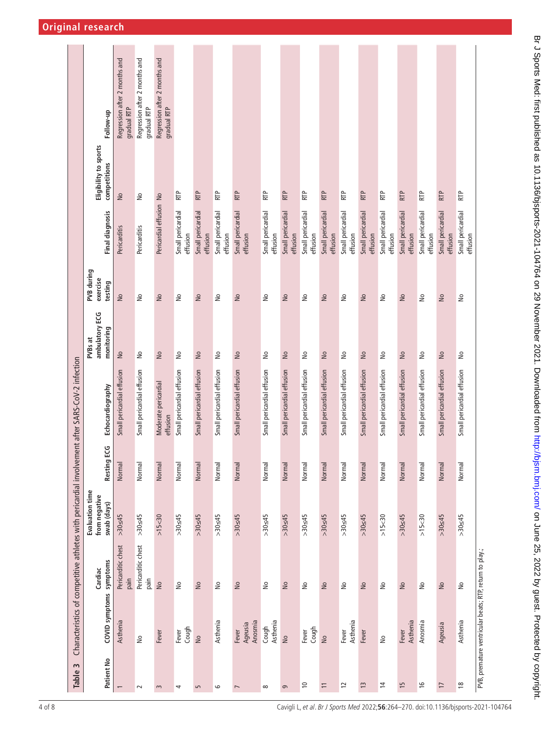**Table 3** Characteristics of competitive athletes with pericardial involvement after SARS-CoV-2 infection

| Patient No | COVID symptoms | Cardiac symptoms | Evaluation time from negative swab (days) | Resting ECG | Echocardiography | PVBs at ambulatory ECG monitoring | PVB during exercise testing | Final diagnosis | Eligibility to sports competitions | Follow-up |
|---|---|---|---|---|---|---|---|---|---|---|
| 1 | Asthenia | Pericarditic chest pain | >30≤45 | Normal | Small pericardial effusion | No | No | Pericarditis | No | Regression after 2 months and gradual RTP |
| 2 | No | Pericarditic chest pain | >30≤45 | Normal | Small pericardial effusion | No | No | Pericarditis | No | Regression after 2 months and gradual RTP |
| 3 | Fever | No | >15<30 | Normal | Moderate pericardial effusion | No | No | Pericardial effusion | No | Regression after 2 months and gradual RTP |
| 4 | Fever Cough | No | >30≤45 | Normal | Small pericardial effusion | No | No | Small pericardial effusion | RTP | |
| 5 | No | No | >30≤45 | Normal | Small pericardial effusion | No | No | Small pericardial effusion | RTP | |
| 6 | Asthenia | No | >30≤45 | Normal | Small pericardial effusion | No | No | Small pericardial effusion | RTP | |
| 7 | Fever Ageusia Anosmia | No | >30≤45 | Normal | Small pericardial effusion | No | No | Small pericardial effusion | RTP | |
| 8 | Cough Asthenia | No | >30≤45 | Normal | Small pericardial effusion | No | No | Small pericardial effusion | RTP | |
| 9 | No | No | >30≤45 | Normal | Small pericardial effusion | No | No | Small pericardial effusion | RTP | |
| 10 | Fever Cough | No | >30≤45 | Normal | Small pericardial effusion | No | No | Small pericardial effusion | RTP | |
| 11 | No | No | >30≤45 | Normal | Small pericardial effusion | No | No | Small pericardial effusion | RTP | |
| 12 | Fever Asthenia | No | >30≤45 | Normal | Small pericardial effusion | No | No | Small pericardial effusion | RTP | |
| 13 | Fever | No | >30≤45 | Normal | Small pericardial effusion | No | No | Small pericardial effusion | RTP | |
| 14 | No | No | >15<30 | Normal | Small pericardial effusion | No | No | Small pericardial effusion | RTP | |
| 15 | Fever Asthenia | No | >30≤45 | Normal | Small pericardial effusion | No | No | Small pericardial effusion | RTP | |
| 16 | Anosmia | No | >15<30 | Normal | Small pericardial effusion | No | No | Small pericardial effusion | RTP | |
| 17 | Ageusia | No | >30≤45 | Normal | Small pericardial effusion | No | No | Small pericardial effusion | RTP | |
| 18 | Asthenia | No | >30≤45 | Normal | Small pericardial effusion | No | No | Small pericardial effusion | RTP | |

PVB, premature ventricular beats; RTP, return to play.;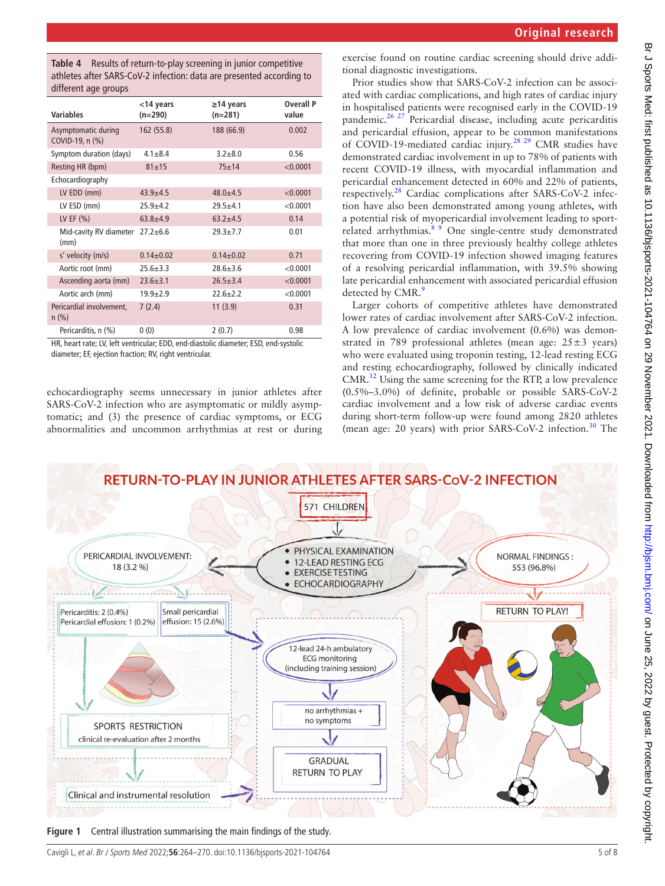**Table 4** Results of return-to-play screening in junior competitive athletes after SARS-CoV-2 infection: data are presented according to different age groups

| Variables | <14 years (n=290) | ≥14 years (n=281) | Overall P value |
|---|---|---|---|
| Asymptomatic during COVID-19, n (%) | 162 (55.8) | 188 (66.9) | 0.002 |
| Symptom duration (days) | 4.1±8.4 | 3.2±8.0 | 0.56 |
| Resting HR (bpm) | 81±15 | 75±14 | <0.0001 |
| Echocardiography | | | |
| LV EDD (mm) | 43.9±4.5 | 48.0±4.5 | <0.0001 |
| LV ESD (mm) | 25.9±4.2 | 29.5±4.1 | <0.0001 |
| LV EF (%) | 63.8±4.9 | 63.2±4.5 | 0.14 |
| Mid-cavity RV diameter (mm) | 27.2±6.6 | 29.3±7.7 | 0.01 |
| s′ velocity (m/s) | 0.14±0.02 | 0.14±0.02 | 0.71 |
| Aortic root (mm) | 25.6±3.3 | 28.6±3.6 | <0.0001 |
| Ascending aorta (mm) | 23.6±3.1 | 26.5±3.4 | <0.0001 |
| Aortic arch (mm) | 19.9±2.9 | 22.6±2.2 | <0.0001 |
| Pericardial involvement, n (%) | 7 (2.4) | 11 (3.9) | 0.31 |
| Pericarditis, n (%) | 0 (0) | 2 (0.7) | 0.98 |

HR, heart rate; LV, left ventricular; EDD, end-diastolic diameter; ESD, end-systolic diameter; EF, ejection fraction; RV, right ventricular.

echocardiography seems unnecessary in junior athletes after SARS-CoV-2 infection who are asymptomatic or mildly asymptomatic; and (3) the presence of cardiac symptoms, or ECG abnormalities and uncommon arrhythmias at rest or during exercise found on routine cardiac screening should drive additional diagnostic investigations.

Prior studies show that SARS-CoV-2 infection can be associated with cardiac complications, and high rates of cardiac injury in hospitalised patients were recognised early in the COVID-19 pandemic.[26,27] Pericardial disease, including acute pericarditis and pericardial effusion, appear to be common manifestations of COVID-19-mediated cardiac injury.[28,29] CMR studies have demonstrated cardiac involvement in up to 78% of patients with recent COVID-19 illness, with myocardial inflammation and pericardial enhancement detected in 60% and 22% of patients, respectively.[28] Cardiac complications after SARS-CoV-2 infection have also been demonstrated among young athletes, with a potential risk of myopericardial involvement leading to sport-related arrhythmias.[8,9] One single-centre study demonstrated that more than one in three previously healthy college athletes recovering from COVID-19 infection showed imaging features of a resolving pericardial inflammation, with 39.5% showing late pericardial enhancement with associated pericardial effusion detected by CMR.[9]

Larger cohorts of competitive athletes have demonstrated lower rates of cardiac involvement after SARS-CoV-2 infection. A low prevalence of cardiac involvement (0.6%) was demonstrated in 789 professional athletes (mean age: 25±3 years) who were evaluated using troponin testing, 12-lead resting ECG and resting echocardiography, followed by clinically indicated CMR.[12] Using the same screening for the RTP, a low prevalence (0.5%–3.0%) of definite, probable or possible SARS-CoV-2 cardiac involvement and a low risk of adverse cardiac events during short-term follow-up were found among 2820 athletes (mean age: 20 years) with prior SARS-CoV-2 infection.[30] The

**Figure 1** Central illustration summarising the main findings of the study.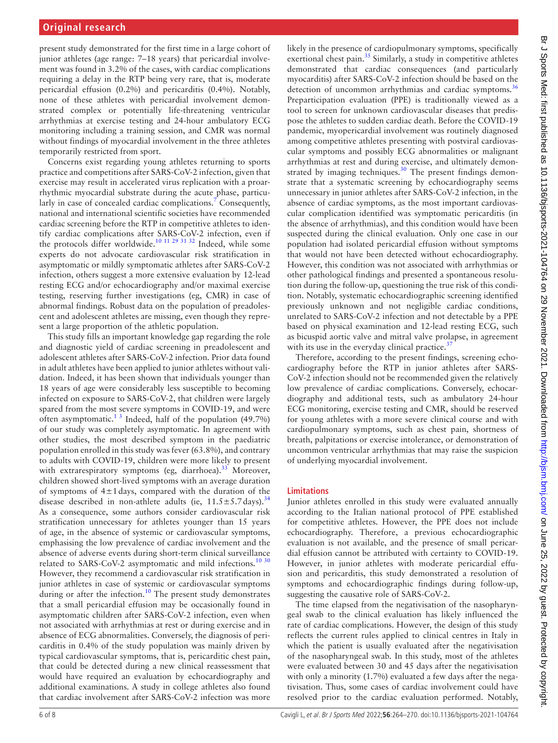present study demonstrated for the first time in a large cohort of junior athletes (age range: 7–18 years) that pericardial involvement was found in 3.2% of the cases, with cardiac complications requiring a delay in the RTP being very rare, that is, moderate pericardial effusion (0.2%) and pericarditis (0.4%). Notably, none of these athletes with pericardial involvement demonstrated complex or potentially life-threatening ventricular arrhythmias at exercise testing and 24-hour ambulatory ECG monitoring including a training session, and CMR was normal without findings of myocardial involvement in the three athletes temporarily restricted from sport.

Concerns exist regarding young athletes returning to sports practice and competitions after SARS-CoV-2 infection, given that exercise may result in accelerated virus replication with a proarrhythmic myocardial substrate during the acute phase, particularly in case of concealed cardiac complications.[7] Consequently, national and international scientific societies have recommended cardiac screening before the RTP in competitive athletes to identify cardiac complications after SARS-CoV-2 infection, even if the protocols differ worldwide.[10 11 29 31 32] Indeed, while some experts do not advocate cardiovascular risk stratification in asymptomatic or mildly symptomatic athletes after SARS-CoV-2 infection, others suggest a more extensive evaluation by 12-lead resting ECG and/or echocardiography and/or maximal exercise testing, reserving further investigations (eg, CMR) in case of abnormal findings. Robust data on the population of preadolescent and adolescent athletes are missing, even though they represent a large proportion of the athletic population.

This study fills an important knowledge gap regarding the role and diagnostic yield of cardiac screening in preadolescent and adolescent athletes after SARS-CoV-2 infection. Prior data found in adult athletes have been applied to junior athletes without validation. Indeed, it has been shown that individuals younger than 18 years of age were considerably less susceptible to becoming infected on exposure to SARS-CoV-2, that children were largely spared from the most severe symptoms in COVID-19, and were often asymptomatic.[1 3] Indeed, half of the population (49.7%) of our study was completely asymptomatic. In agreement with other studies, the most described symptom in the paediatric population enrolled in this study was fever (63.8%), and contrary to adults with COVID-19, children were more likely to present with extrarespiratory symptoms (eg, diarrhoea).[33] Moreover, children showed short-lived symptoms with an average duration of symptoms of 4±1 days, compared with the duration of the disease described in non-athlete adults (ie, 11.5±5.7 days).[34] As a consequence, some authors consider cardiovascular risk stratification unnecessary for athletes younger than 15 years of age, in the absence of systemic or cardiovascular symptoms, emphasising the low prevalence of cardiac involvement and the absence of adverse events during short-term clinical surveillance related to SARS-CoV-2 asymptomatic and mild infections.[10 30] However, they recommend a cardiovascular risk stratification in junior athletes in case of systemic or cardiovascular symptoms during or after the infection.[10] The present study demonstrates that a small pericardial effusion may be occasionally found in asymptomatic children after SARS-CoV-2 infection, even when not associated with arrhythmias at rest or during exercise and in absence of ECG abnormalities. Conversely, the diagnosis of pericarditis in 0.4% of the study population was mainly driven by typical cardiovascular symptoms, that is, pericarditic chest pain, that could be detected during a new clinical reassessment that would have required an evaluation by echocardiography and additional examinations. A study in college athletes also found that cardiac involvement after SARS-CoV-2 infection was more likely in the presence of cardiopulmonary symptoms, specifically exertional chest pain.[35] Similarly, a study in competitive athletes demonstrated that cardiac consequences (and particularly myocarditis) after SARS-CoV-2 infection should be based on the detection of uncommon arrhythmias and cardiac symptoms.[36] Preparticipation evaluation (PPE) is traditionally viewed as a tool to screen for unknown cardiovascular diseases that predispose the athletes to sudden cardiac death. Before the COVID-19 pandemic, myopericardial involvement was routinely diagnosed among competitive athletes presenting with postviral cardiovascular symptoms and possibly ECG abnormalities or malignant arrhythmias at rest and during exercise, and ultimately demonstrated by imaging techniques.[30] The present findings demonstrate that a systematic screening by echocardiography seems unnecessary in junior athletes after SARS-CoV-2 infection, in the absence of cardiac symptoms, as the most important cardiovascular complication identified was symptomatic pericarditis (in the absence of arrhythmias), and this condition would have been suspected during the clinical evaluation. Only one case in our population had isolated pericardial effusion without symptoms that would not have been detected without echocardiography. However, this condition was not associated with arrhythmias or other pathological findings and presented a spontaneous resolution during the follow-up, questioning the true risk of this condition. Notably, systematic echocardiographic screening identified previously unknown and not negligible cardiac conditions, unrelated to SARS-CoV-2 infection and not detectable by a PPE based on physical examination and 12-lead resting ECG, such as bicuspid aortic valve and mitral valve prolapse, in agreement with its use in the everyday clinical practice.[37]

Therefore, according to the present findings, screening echocardiography before the RTP in junior athletes after SARS-CoV-2 infection should not be recommended given the relatively low prevalence of cardiac complications. Conversely, echocardiography and additional tests, such as ambulatory 24-hour ECG monitoring, exercise testing and CMR, should be reserved for young athletes with a more severe clinical course and with cardiopulmonary symptoms, such as chest pain, shortness of breath, palpitations or exercise intolerance, or demonstration of uncommon ventricular arrhythmias that may raise the suspicion of underlying myocardial involvement.

## Limitations

Junior athletes enrolled in this study were evaluated annually according to the Italian national protocol of PPE established for competitive athletes. However, the PPE does not include echocardiography. Therefore, a previous echocardiographic evaluation is not available, and the presence of small pericardial effusion cannot be attributed with certainty to COVID-19. However, in junior athletes with moderate pericardial effusion and pericarditis, this study demonstrated a resolution of symptoms and echocardiographic findings during follow-up, suggesting the causative role of SARS-CoV-2.

The time elapsed from the negativisation of the nasopharyngeal swab to the clinical evaluation has likely influenced the rate of cardiac complications. However, the design of this study reflects the current rules applied to clinical centres in Italy in which the patient is usually evaluated after the negativisation of the nasopharyngeal swab. In this study, most of the athletes were evaluated between 30 and 45 days after the negativisation with only a minority (1.7%) evaluated a few days after the negativisation. Thus, some cases of cardiac involvement could have resolved prior to the cardiac evaluation performed. Notably,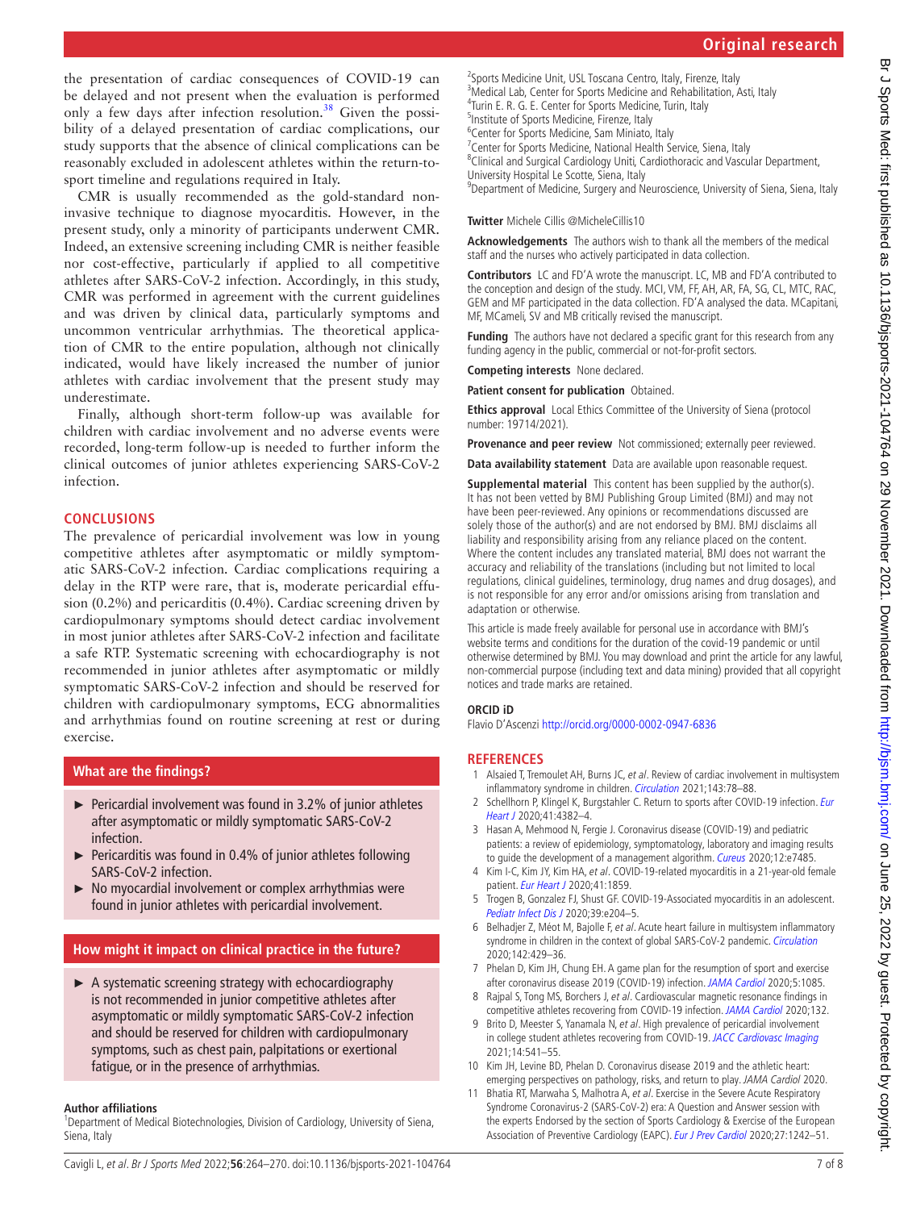the presentation of cardiac consequences of COVID-19 can be delayed and not present when the evaluation is performed only a few days after infection resolution.[38] Given the possibility of a delayed presentation of cardiac complications, our study supports that the absence of clinical complications can be reasonably excluded in adolescent athletes within the return-to-sport timeline and regulations required in Italy.

CMR is usually recommended as the gold-standard non-invasive technique to diagnose myocarditis. However, in the present study, only a minority of participants underwent CMR. Indeed, an extensive screening including CMR is neither feasible nor cost-effective, particularly if applied to all competitive athletes after SARS-CoV-2 infection. Accordingly, in this study, CMR was performed in agreement with the current guidelines and was driven by clinical data, particularly symptoms and uncommon ventricular arrhythmias. The theoretical application of CMR to the entire population, although not clinically indicated, would have likely increased the number of junior athletes with cardiac involvement that the present study may underestimate.

Finally, although short-term follow-up was available for children with cardiac involvement and no adverse events were recorded, long-term follow-up is needed to further inform the clinical outcomes of junior athletes experiencing SARS-CoV-2 infection.

## CONCLUSIONS

The prevalence of pericardial involvement was low in young competitive athletes after asymptomatic or mildly symptomatic SARS-CoV-2 infection. Cardiac complications requiring a delay in the RTP were rare, that is, moderate pericardial effusion (0.2%) and pericarditis (0.4%). Cardiac screening driven by cardiopulmonary symptoms should detect cardiac involvement in most junior athletes after SARS-CoV-2 infection and facilitate a safe RTP. Systematic screening with echocardiography is not recommended in junior athletes after asymptomatic or mildly symptomatic SARS-CoV-2 infection and should be reserved for children with cardiopulmonary symptoms, ECG abnormalities and arrhythmias found on routine screening at rest or during exercise.

### What are the findings?

- Pericardial involvement was found in 3.2% of junior athletes after asymptomatic or mildly symptomatic SARS-CoV-2 infection.
- Pericarditis was found in 0.4% of junior athletes following SARS-CoV-2 infection.
- No myocardial involvement or complex arrhythmias were found in junior athletes with pericardial involvement.

### How might it impact on clinical practice in the future?

- A systematic screening strategy with echocardiography is not recommended in junior competitive athletes after asymptomatic or mildly symptomatic SARS-CoV-2 infection and should be reserved for children with cardiopulmonary symptoms, such as chest pain, palpitations or exertional fatigue, or in the presence of arrhythmias.

**Author affiliations**
[1]Department of Medical Biotechnologies, Division of Cardiology, University of Siena, Siena, Italy
[2]Sports Medicine Unit, USL Toscana Centro, Italy, Firenze, Italy
[3]Medical Lab, Center for Sports Medicine and Rehabilitation, Asti, Italy
[4]Turin E. R. G. E. Center for Sports Medicine, Turin, Italy
[5]Institute of Sports Medicine, Firenze, Italy
[6]Center for Sports Medicine, Sam Miniato, Italy
[7]Center for Sports Medicine, National Health Service, Siena, Italy
[8]Clinical and Surgical Cardiology Uniti, Cardiothoracic and Vascular Department, University Hospital Le Scotte, Siena, Italy
[9]Department of Medicine, Surgery and Neuroscience, University of Siena, Siena, Italy

**Twitter** Michele Cillis @MicheleCillis10

**Acknowledgements** The authors wish to thank all the members of the medical staff and the nurses who actively participated in data collection.

**Contributors** LC and FD'A wrote the manuscript. LC, MB and FD'A contributed to the conception and design of the study. MCI, VM, FF, AH, AR, FA, SG, CL, MTC, RAC, GEM and MF participated in the data collection. FD'A analysed the data. MCapitani, MF, MCameli, SV and MB critically revised the manuscript.

**Funding** The authors have not declared a specific grant for this research from any funding agency in the public, commercial or not-for-profit sectors.

**Competing interests** None declared.

**Patient consent for publication** Obtained.

**Ethics approval** Local Ethics Committee of the University of Siena (protocol number: 19714/2021).

**Provenance and peer review** Not commissioned; externally peer reviewed.

**Data availability statement** Data are available upon reasonable request.

**Supplemental material** This content has been supplied by the author(s). It has not been vetted by BMJ Publishing Group Limited (BMJ) and may not have been peer-reviewed. Any opinions or recommendations discussed are solely those of the author(s) and are not endorsed by BMJ. BMJ disclaims all liability and responsibility arising from any reliance placed on the content. Where the content includes any translated material, BMJ does not warrant the accuracy and reliability of the translations (including but not limited to local regulations, clinical guidelines, terminology, drug names and drug dosages), and is not responsible for any error and/or omissions arising from translation and adaptation or otherwise.

This article is made freely available for personal use in accordance with BMJ's website terms and conditions for the duration of the covid-19 pandemic or until otherwise determined by BMJ. You may download and print the article for any lawful, non-commercial purpose (including text and data mining) provided that all copyright notices and trade marks are retained.

**ORCID iD**
Flavio D'Ascenzi http://orcid.org/0000-0002-0947-6836

## REFERENCES

1. Alsaied T, Tremoulet AH, Burns JC, *et al*. Review of cardiac involvement in multisystem inflammatory syndrome in children. *Circulation* 2021;143:78–88.
2. Schellhorn P, Klingel K, Burgstahler C. Return to sports after COVID-19 infection. *Eur Heart J* 2020;41:4382–4.
3. Hasan A, Mehmood N, Fergie J. Coronavirus disease (COVID-19) and pediatric patients: a review of epidemiology, symptomatology, laboratory and imaging results to guide the development of a management algorithm. *Cureus* 2020;12:e7485.
4. Kim I-C, Kim JY, Kim HA, *et al*. COVID-19-related myocarditis in a 21-year-old female patient. *Eur Heart J* 2020;41:1859.
5. Trogen B, Gonzalez FJ, Shust GF. COVID-19-Associated myocarditis in an adolescent. *Pediatr Infect Dis J* 2020;39:e204–5.
6. Belhadjer Z, Méot M, Bajolle F, *et al*. Acute heart failure in multisystem inflammatory syndrome in children in the context of global SARS-CoV-2 pandemic. *Circulation* 2020;142:429–36.
7. Phelan D, Kim JH, Chung EH. A game plan for the resumption of sport and exercise after coronavirus disease 2019 (COVID-19) infection. *JAMA Cardiol* 2020;5:1085.
8. Rajpal S, Tong MS, Borchers J, *et al*. Cardiovascular magnetic resonance findings in competitive athletes recovering from COVID-19 infection. *JAMA Cardiol* 2020;132.
9. Brito D, Meester S, Yanamala N, *et al*. High prevalence of pericardial involvement in college student athletes recovering from COVID-19. *JACC Cardiovasc Imaging* 2021;14:541–55.
10. Kim JH, Levine BD, Phelan D. Coronavirus disease 2019 and the athletic heart: emerging perspectives on pathology, risks, and return to play. *JAMA Cardiol* 2020.
11. Bhatia RT, Marwaha S, Malhotra A, *et al*. Exercise in the Severe Acute Respiratory Syndrome Coronavirus-2 (SARS-CoV-2) era: A Question and Answer session with the experts Endorsed by the section of Sports Cardiology & Exercise of the European Association of Preventive Cardiology (EAPC). *Eur J Prev Cardiol* 2020;27:1242–51.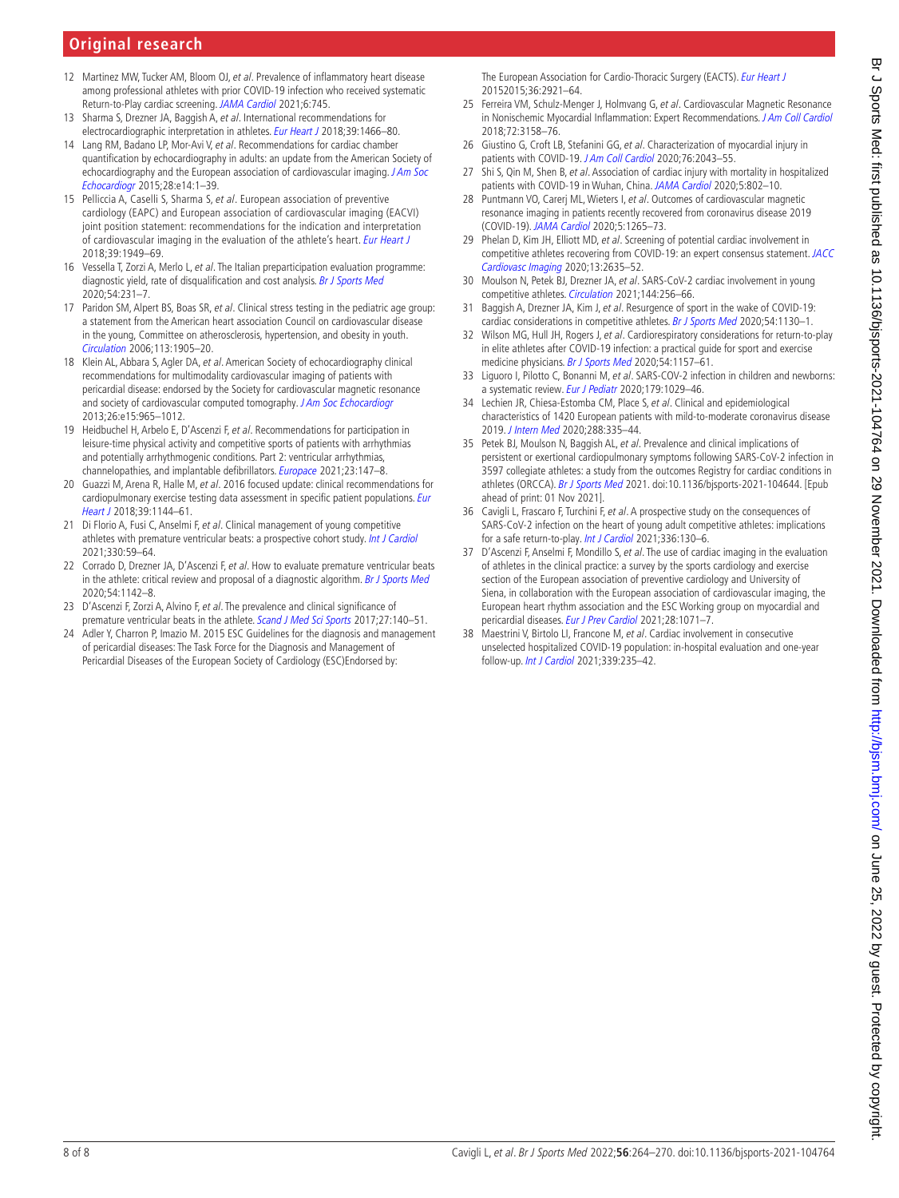12 Martinez MW, Tucker AM, Bloom OJ, *et al*. Prevalence of inflammatory heart disease among professional athletes with prior COVID-19 infection who received systematic Return-to-Play cardiac screening. *JAMA Cardiol* 2021;6:745.

13 Sharma S, Drezner JA, Baggish A, *et al*. International recommendations for electrocardiographic interpretation in athletes. *Eur Heart J* 2018;39:1466–80.

14 Lang RM, Badano LP, Mor-Avi V, *et al*. Recommendations for cardiac chamber quantification by echocardiography in adults: an update from the American Society of echocardiography and the European association of cardiovascular imaging. *J Am Soc Echocardiogr* 2015;28:e14:1–39.

15 Pelliccia A, Caselli S, Sharma S, *et al*. European association of preventive cardiology (EAPC) and European association of cardiovascular imaging (EACVI) joint position statement: recommendations for the indication and interpretation of cardiovascular imaging in the evaluation of the athlete's heart. *Eur Heart J* 2018;39:1949–69.

16 Vessella T, Zorzi A, Merlo L, *et al*. The Italian preparticipation evaluation programme: diagnostic yield, rate of disqualification and cost analysis. *Br J Sports Med* 2020;54:231–7.

17 Paridon SM, Alpert BS, Boas SR, *et al*. Clinical stress testing in the pediatric age group: a statement from the American heart association Council on cardiovascular disease in the young, Committee on atherosclerosis, hypertension, and obesity in youth. *Circulation* 2006;113:1905–20.

18 Klein AL, Abbara S, Agler DA, *et al*. American Society of echocardiography clinical recommendations for multimodality cardiovascular imaging of patients with pericardial disease: endorsed by the Society for cardiovascular magnetic resonance and society of cardiovascular computed tomography. *J Am Soc Echocardiogr* 2013;26:e15:965–1012.

19 Heidbuchel H, Arbelo E, D'Ascenzi F, *et al*. Recommendations for participation in leisure-time physical activity and competitive sports of patients with arrhythmias and potentially arrhythmogenic conditions. Part 2: ventricular arrhythmias, channelopathies, and implantable defibrillators. *Europace* 2021;23:147–8.

20 Guazzi M, Arena R, Halle M, *et al*. 2016 focused update: clinical recommendations for cardiopulmonary exercise testing data assessment in specific patient populations. *Eur Heart J* 2018;39:1144–61.

21 Di Florio A, Fusi C, Anselmi F, *et al*. Clinical management of young competitive athletes with premature ventricular beats: a prospective cohort study. *Int J Cardiol* 2021;330:59–64.

22 Corrado D, Drezner JA, D'Ascenzi F, *et al*. How to evaluate premature ventricular beats in the athlete: critical review and proposal of a diagnostic algorithm. *Br J Sports Med* 2020;54:1142–8.

23 D'Ascenzi F, Zorzi A, Alvino F, *et al*. The prevalence and clinical significance of premature ventricular beats in the athlete. *Scand J Med Sci Sports* 2017;27:140–51.

24 Adler Y, Charron P, Imazio M. 2015 ESC Guidelines for the diagnosis and management of pericardial diseases: The Task Force for the Diagnosis and Management of Pericardial Diseases of the European Society of Cardiology (ESC)Endorsed by: The European Association for Cardio-Thoracic Surgery (EACTS). *Eur Heart J* 20152015;36:2921–64.

25 Ferreira VM, Schulz-Menger J, Holmvang G, *et al*. Cardiovascular Magnetic Resonance in Nonischemic Myocardial Inflammation: Expert Recommendations. *J Am Coll Cardiol* 2018;72:3158–76.

26 Giustino G, Croft LB, Stefanini GG, *et al*. Characterization of myocardial injury in patients with COVID-19. *J Am Coll Cardiol* 2020;76:2043–55.

27 Shi S, Qin M, Shen B, *et al*. Association of cardiac injury with mortality in hospitalized patients with COVID-19 in Wuhan, China. *JAMA Cardiol* 2020;5:802–10.

28 Puntmann VO, Carerj ML, Wieters I, *et al*. Outcomes of cardiovascular magnetic resonance imaging in patients recently recovered from coronavirus disease 2019 (COVID-19). *JAMA Cardiol* 2020;5:1265–73.

29 Phelan D, Kim JH, Elliott MD, *et al*. Screening of potential cardiac involvement in competitive athletes recovering from COVID-19: an expert consensus statement. *JACC Cardiovasc Imaging* 2020;13:2635–52.

30 Moulson N, Petek BJ, Drezner JA, *et al*. SARS-CoV-2 cardiac involvement in young competitive athletes. *Circulation* 2021;144:256–66.

31 Baggish A, Drezner JA, Kim J, *et al*. Resurgence of sport in the wake of COVID-19: cardiac considerations in competitive athletes. *Br J Sports Med* 2020;54:1130–1.

32 Wilson MG, Hull JH, Rogers J, *et al*. Cardiorespiratory considerations for return-to-play in elite athletes after COVID-19 infection: a practical guide for sport and exercise medicine physicians. *Br J Sports Med* 2020;54:1157–61.

33 Liguoro I, Pilotto C, Bonanni M, *et al*. SARS-COV-2 infection in children and newborns: a systematic review. *Eur J Pediatr* 2020;179:1029–46.

34 Lechien JR, Chiesa-Estomba CM, Place S, *et al*. Clinical and epidemiological characteristics of 1420 European patients with mild-to-moderate coronavirus disease 2019. *J Intern Med* 2020;288:335–44.

35 Petek BJ, Moulson N, Baggish AL, *et al*. Prevalence and clinical implications of persistent or exertional cardiopulmonary symptoms following SARS-CoV-2 infection in 3597 collegiate athletes: a study from the outcomes Registry for cardiac conditions in athletes (ORCCA). *Br J Sports Med* 2021. doi:10.1136/bjsports-2021-104644. [Epub ahead of print: 01 Nov 2021].

36 Cavigli L, Frascaro F, Turchini F, *et al*. A prospective study on the consequences of SARS-CoV-2 infection on the heart of young adult competitive athletes: implications for a safe return-to-play. *Int J Cardiol* 2021;336:130–6.

37 D'Ascenzi F, Anselmi F, Mondillo S, *et al*. The use of cardiac imaging in the evaluation of athletes in the clinical practice: a survey by the sports cardiology and exercise section of the European association of preventive cardiology and University of Siena, in collaboration with the European association of cardiovascular imaging, the European heart rhythm association and the ESC Working group on myocardial and pericardial diseases. *Eur J Prev Cardiol* 2021;28:1071–7.

38 Maestrini V, Birtolo LI, Francone M, *et al*. Cardiac involvement in consecutive unselected hospitalized COVID-19 population: in-hospital evaluation and one-year follow-up. *Int J Cardiol* 2021;339:235–42.